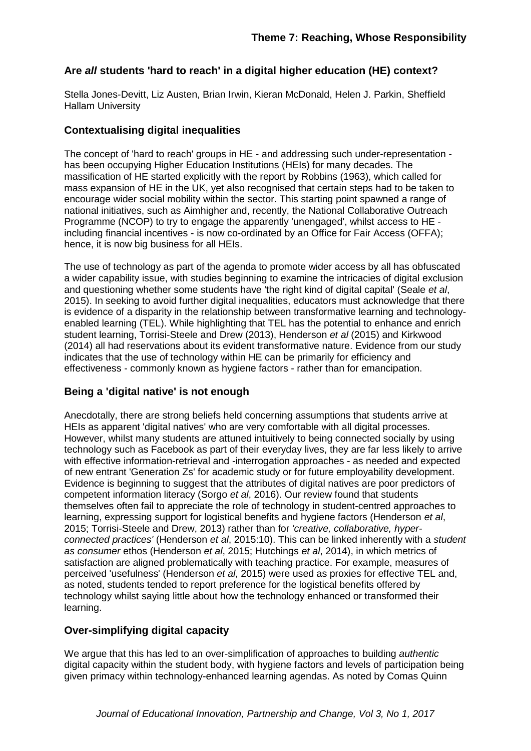**Theme 7: Reaching, Whose Responsibility**

## Are *all* students 'hard to reach' in a digital higher education (HE) context?

Stella Jones-Devitt, Liz Austen, Brian Irwin, Kieran McDonald, Helen J. Parkin, Sheffield Hallam University

### Contextualising digital inequalities

The concept of 'hard to reach' groups in HE - and addressing such under-representation - has been occupying Higher Education Institutions (HEIs) for many decades. The massification of HE started explicitly with the report by Robbins (1963), which called for mass expansion of HE in the UK, yet also recognised that certain steps had to be taken to encourage wider social mobility within the sector. This starting point spawned a range of national initiatives, such as Aimhigher and, recently, the National Collaborative Outreach Programme (NCOP) to try to engage the apparently 'unengaged', whilst access to HE - including financial incentives - is now co-ordinated by an Office for Fair Access (OFFA); hence, it is now big business for all HEIs.

The use of technology as part of the agenda to promote wider access by all has obfuscated a wider capability issue, with studies beginning to examine the intricacies of digital exclusion and questioning whether some students have 'the right kind of digital capital' (Seale *et al*, 2015). In seeking to avoid further digital inequalities, educators must acknowledge that there is evidence of a disparity in the relationship between transformative learning and technology-enabled learning (TEL). While highlighting that TEL has the potential to enhance and enrich student learning, Torrisi-Steele and Drew (2013), Henderson *et al* (2015) and Kirkwood (2014) all had reservations about its evident transformative nature. Evidence from our study indicates that the use of technology within HE can be primarily for efficiency and effectiveness - commonly known as hygiene factors - rather than for emancipation.

### Being a 'digital native' is not enough

Anecdotally, there are strong beliefs held concerning assumptions that students arrive at HEIs as apparent 'digital natives' who are very comfortable with all digital processes. However, whilst many students are attuned intuitively to being connected socially by using technology such as Facebook as part of their everyday lives, they are far less likely to arrive with effective information-retrieval and -interrogation approaches - as needed and expected of new entrant 'Generation Zs' for academic study or for future employability development. Evidence is beginning to suggest that the attributes of digital natives are poor predictors of competent information literacy (Sorgo *et al*, 2016). Our review found that students themselves often fail to appreciate the role of technology in student-centred approaches to learning, expressing support for logistical benefits and hygiene factors (Henderson *et al*, 2015; Torrisi-Steele and Drew, 2013) rather than for *'creative, collaborative, hyper-connected practices'* (Henderson *et al*, 2015:10). This can be linked inherently with a *student as consumer* ethos (Henderson *et al*, 2015; Hutchings *et al*, 2014), in which metrics of satisfaction are aligned problematically with teaching practice. For example, measures of perceived 'usefulness' (Henderson *et al*, 2015) were used as proxies for effective TEL and, as noted, students tended to report preference for the logistical benefits offered by technology whilst saying little about how the technology enhanced or transformed their learning.

### Over-simplifying digital capacity

We argue that this has led to an over-simplification of approaches to building *authentic* digital capacity within the student body, with hygiene factors and levels of participation being given primacy within technology-enhanced learning agendas. As noted by Comas Quinn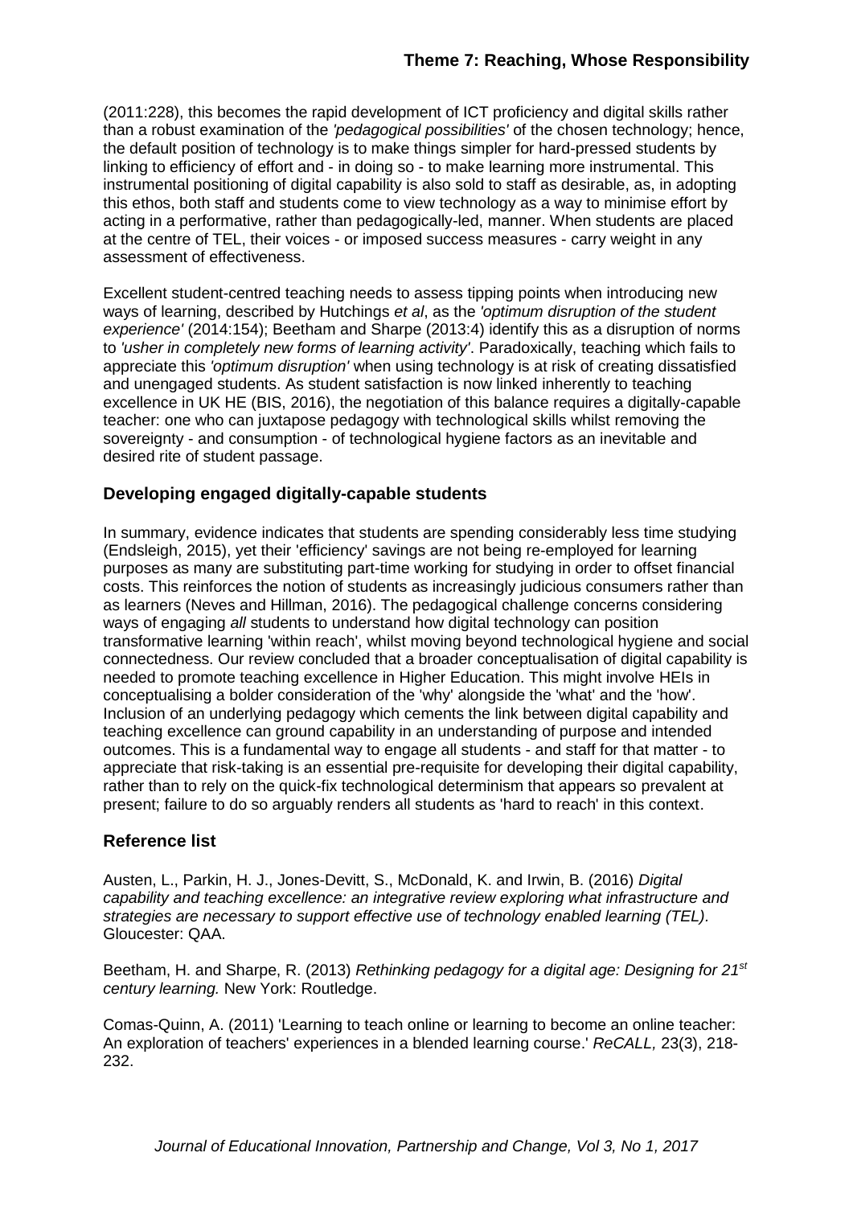(2011:228), this becomes the rapid development of ICT proficiency and digital skills rather than a robust examination of the *'pedagogical possibilities'* of the chosen technology; hence, the default position of technology is to make things simpler for hard-pressed students by linking to efficiency of effort and - in doing so - to make learning more instrumental. This instrumental positioning of digital capability is also sold to staff as desirable, as, in adopting this ethos, both staff and students come to view technology as a way to minimise effort by acting in a performative, rather than pedagogically-led, manner. When students are placed at the centre of TEL, their voices - or imposed success measures - carry weight in any assessment of effectiveness.

Excellent student-centred teaching needs to assess tipping points when introducing new ways of learning, described by Hutchings *et al*, as the *'optimum disruption of the student experience'* (2014:154); Beetham and Sharpe (2013:4) identify this as a disruption of norms to *'usher in completely new forms of learning activity'*. Paradoxically, teaching which fails to appreciate this *'optimum disruption'* when using technology is at risk of creating dissatisfied and unengaged students. As student satisfaction is now linked inherently to teaching excellence in UK HE (BIS, 2016), the negotiation of this balance requires a digitally-capable teacher: one who can juxtapose pedagogy with technological skills whilst removing the sovereignty - and consumption - of technological hygiene factors as an inevitable and desired rite of student passage.

## Developing engaged digitally-capable students

In summary, evidence indicates that students are spending considerably less time studying (Endsleigh, 2015), yet their 'efficiency' savings are not being re-employed for learning purposes as many are substituting part-time working for studying in order to offset financial costs. This reinforces the notion of students as increasingly judicious consumers rather than as learners (Neves and Hillman, 2016). The pedagogical challenge concerns considering ways of engaging *all* students to understand how digital technology can position transformative learning 'within reach', whilst moving beyond technological hygiene and social connectedness. Our review concluded that a broader conceptualisation of digital capability is needed to promote teaching excellence in Higher Education. This might involve HEIs in conceptualising a bolder consideration of the 'why' alongside the 'what' and the 'how'. Inclusion of an underlying pedagogy which cements the link between digital capability and teaching excellence can ground capability in an understanding of purpose and intended outcomes. This is a fundamental way to engage all students - and staff for that matter - to appreciate that risk-taking is an essential pre-requisite for developing their digital capability, rather than to rely on the quick-fix technological determinism that appears so prevalent at present; failure to do so arguably renders all students as 'hard to reach' in this context.

## Reference list

Austen, L., Parkin, H. J., Jones-Devitt, S., McDonald, K. and Irwin, B. (2016) *Digital capability and teaching excellence: an integrative review exploring what infrastructure and strategies are necessary to support effective use of technology enabled learning (TEL).* Gloucester: QAA.

Beetham, H. and Sharpe, R. (2013) *Rethinking pedagogy for a digital age: Designing for 21st century learning.* New York: Routledge.

Comas-Quinn, A. (2011) 'Learning to teach online or learning to become an online teacher: An exploration of teachers' experiences in a blended learning course.' *ReCALL,* 23(3), 218-232.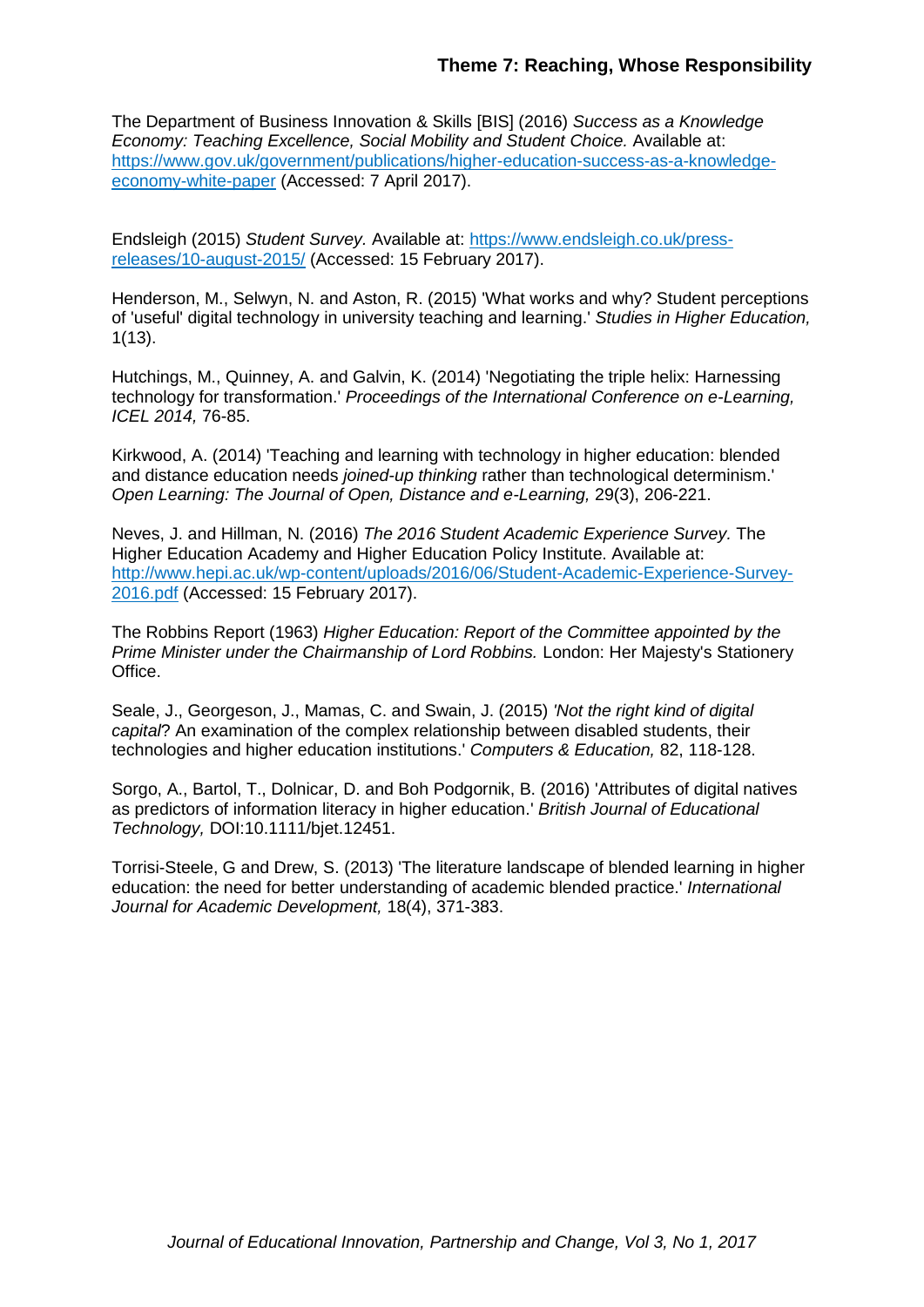The Department of Business Innovation & Skills [BIS] (2016) *Success as a Knowledge Economy: Teaching Excellence, Social Mobility and Student Choice.* Available at: https://www.gov.uk/government/publications/higher-education-success-as-a-knowledge-economy-white-paper (Accessed: 7 April 2017).

Endsleigh (2015) *Student Survey.* Available at: https://www.endsleigh.co.uk/press-releases/10-august-2015/ (Accessed: 15 February 2017).

Henderson, M., Selwyn, N. and Aston, R. (2015) 'What works and why? Student perceptions of 'useful' digital technology in university teaching and learning.' *Studies in Higher Education,* 1(13).

Hutchings, M., Quinney, A. and Galvin, K. (2014) 'Negotiating the triple helix: Harnessing technology for transformation.' *Proceedings of the International Conference on e-Learning, ICEL 2014,* 76-85.

Kirkwood, A. (2014) 'Teaching and learning with technology in higher education: blended and distance education needs *joined-up thinking* rather than technological determinism.' *Open Learning: The Journal of Open, Distance and e-Learning,* 29(3), 206-221.

Neves, J. and Hillman, N. (2016) *The 2016 Student Academic Experience Survey.* The Higher Education Academy and Higher Education Policy Institute. Available at: http://www.hepi.ac.uk/wp-content/uploads/2016/06/Student-Academic-Experience-Survey-2016.pdf (Accessed: 15 February 2017).

The Robbins Report (1963) *Higher Education: Report of the Committee appointed by the Prime Minister under the Chairmanship of Lord Robbins.* London: Her Majesty's Stationery Office.

Seale, J., Georgeson, J., Mamas, C. and Swain, J. (2015) *'Not the right kind of digital capital*? An examination of the complex relationship between disabled students, their technologies and higher education institutions.' *Computers & Education,* 82, 118-128.

Sorgo, A., Bartol, T., Dolnicar, D. and Boh Podgornik, B. (2016) 'Attributes of digital natives as predictors of information literacy in higher education.' *British Journal of Educational Technology,* DOI:10.1111/bjet.12451.

Torrisi-Steele, G and Drew, S. (2013) 'The literature landscape of blended learning in higher education: the need for better understanding of academic blended practice.' *International Journal for Academic Development,* 18(4), 371-383.